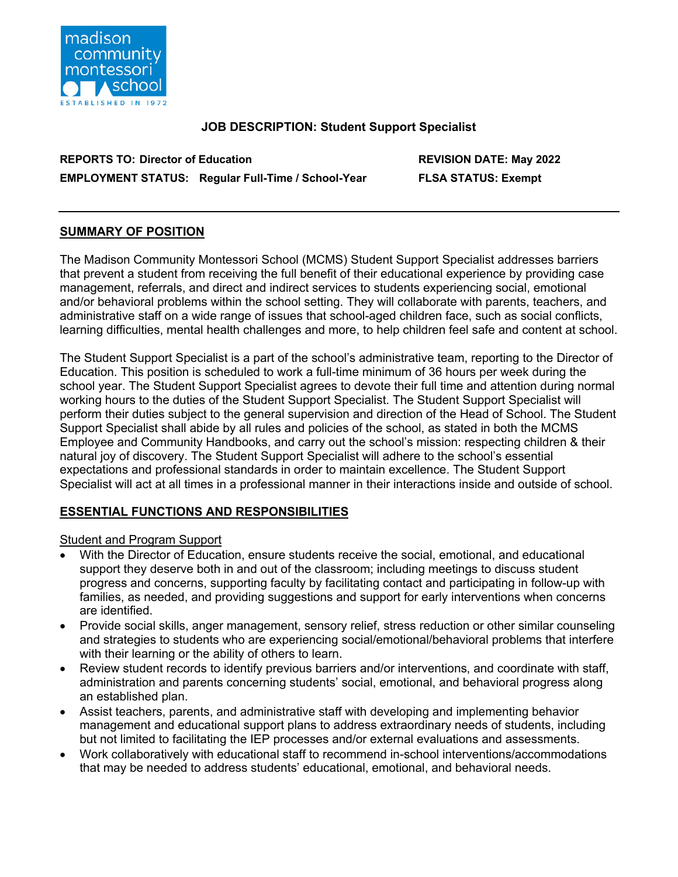madison community montessori school

ESTABLISHED IN 1972

**JOB DESCRIPTION: Student Support Specialist**

**REPORTS TO: Director of Education**

**REVISION DATE: May 2022**

**EMPLOYMENT STATUS: Regular Full-Time / School-Year**

**FLSA STATUS: Exempt**

---

## SUMMARY OF POSITION

The Madison Community Montessori School (MCMS) Student Support Specialist addresses barriers that prevent a student from receiving the full benefit of their educational experience by providing case management, referrals, and direct and indirect services to students experiencing social, emotional and/or behavioral problems within the school setting. They will collaborate with parents, teachers, and administrative staff on a wide range of issues that school-aged children face, such as social conflicts, learning difficulties, mental health challenges and more, to help children feel safe and content at school.

The Student Support Specialist is a part of the school's administrative team, reporting to the Director of Education. This position is scheduled to work a full-time minimum of 36 hours per week during the school year. The Student Support Specialist agrees to devote their full time and attention during normal working hours to the duties of the Student Support Specialist. The Student Support Specialist will perform their duties subject to the general supervision and direction of the Head of School. The Student Support Specialist shall abide by all rules and policies of the school, as stated in both the MCMS Employee and Community Handbooks, and carry out the school's mission: respecting children & their natural joy of discovery. The Student Support Specialist will adhere to the school's essential expectations and professional standards in order to maintain excellence. The Student Support Specialist will act at all times in a professional manner in their interactions inside and outside of school.

## ESSENTIAL FUNCTIONS AND RESPONSIBILITIES

### Student and Program Support

- With the Director of Education, ensure students receive the social, emotional, and educational support they deserve both in and out of the classroom; including meetings to discuss student progress and concerns, supporting faculty by facilitating contact and participating in follow-up with families, as needed, and providing suggestions and support for early interventions when concerns are identified.
- Provide social skills, anger management, sensory relief, stress reduction or other similar counseling and strategies to students who are experiencing social/emotional/behavioral problems that interfere with their learning or the ability of others to learn.
- Review student records to identify previous barriers and/or interventions, and coordinate with staff, administration and parents concerning students' social, emotional, and behavioral progress along an established plan.
- Assist teachers, parents, and administrative staff with developing and implementing behavior management and educational support plans to address extraordinary needs of students, including but not limited to facilitating the IEP processes and/or external evaluations and assessments.
- Work collaboratively with educational staff to recommend in-school interventions/accommodations that may be needed to address students' educational, emotional, and behavioral needs.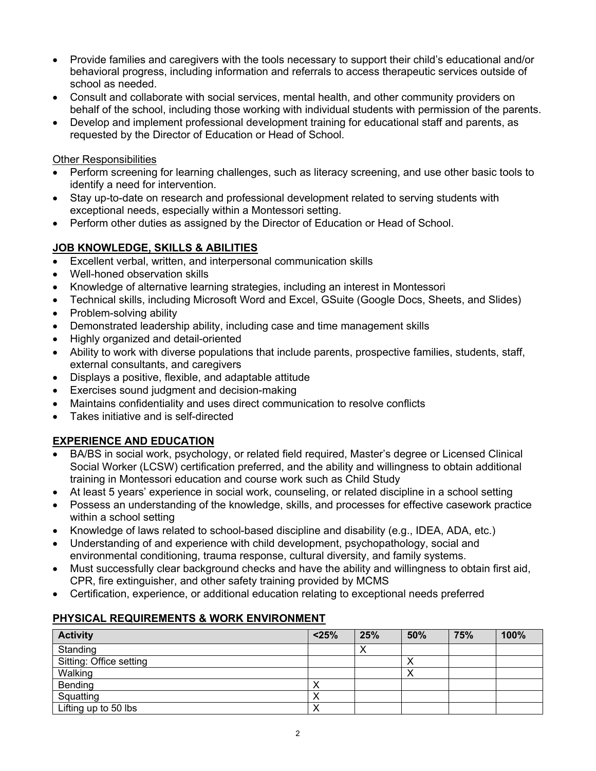- Provide families and caregivers with the tools necessary to support their child's educational and/or behavioral progress, including information and referrals to access therapeutic services outside of school as needed.
- Consult and collaborate with social services, mental health, and other community providers on behalf of the school, including those working with individual students with permission of the parents.
- Develop and implement professional development training for educational staff and parents, as requested by the Director of Education or Head of School.

Other Responsibilities

- Perform screening for learning challenges, such as literacy screening, and use other basic tools to identify a need for intervention.
- Stay up-to-date on research and professional development related to serving students with exceptional needs, especially within a Montessori setting.
- Perform other duties as assigned by the Director of Education or Head of School.

## JOB KNOWLEDGE, SKILLS & ABILITIES

- Excellent verbal, written, and interpersonal communication skills
- Well-honed observation skills
- Knowledge of alternative learning strategies, including an interest in Montessori
- Technical skills, including Microsoft Word and Excel, GSuite (Google Docs, Sheets, and Slides)
- Problem-solving ability
- Demonstrated leadership ability, including case and time management skills
- Highly organized and detail-oriented
- Ability to work with diverse populations that include parents, prospective families, students, staff, external consultants, and caregivers
- Displays a positive, flexible, and adaptable attitude
- Exercises sound judgment and decision-making
- Maintains confidentiality and uses direct communication to resolve conflicts
- Takes initiative and is self-directed

## EXPERIENCE AND EDUCATION

- BA/BS in social work, psychology, or related field required, Master's degree or Licensed Clinical Social Worker (LCSW) certification preferred, and the ability and willingness to obtain additional training in Montessori education and course work such as Child Study
- At least 5 years' experience in social work, counseling, or related discipline in a school setting
- Possess an understanding of the knowledge, skills, and processes for effective casework practice within a school setting
- Knowledge of laws related to school-based discipline and disability (e.g., IDEA, ADA, etc.)
- Understanding of and experience with child development, psychopathology, social and environmental conditioning, trauma response, cultural diversity, and family systems.
- Must successfully clear background checks and have the ability and willingness to obtain first aid, CPR, fire extinguisher, and other safety training provided by MCMS
- Certification, experience, or additional education relating to exceptional needs preferred

## PHYSICAL REQUIREMENTS & WORK ENVIRONMENT

| Activity | <25% | 25% | 50% | 75% | 100% |
|---|---|---|---|---|---|
| Standing | | X | | | |
| Sitting: Office setting | | | X | | |
| Walking | | | X | | |
| Bending | X | | | | |
| Squatting | X | | | | |
| Lifting up to 50 lbs | X | | | | |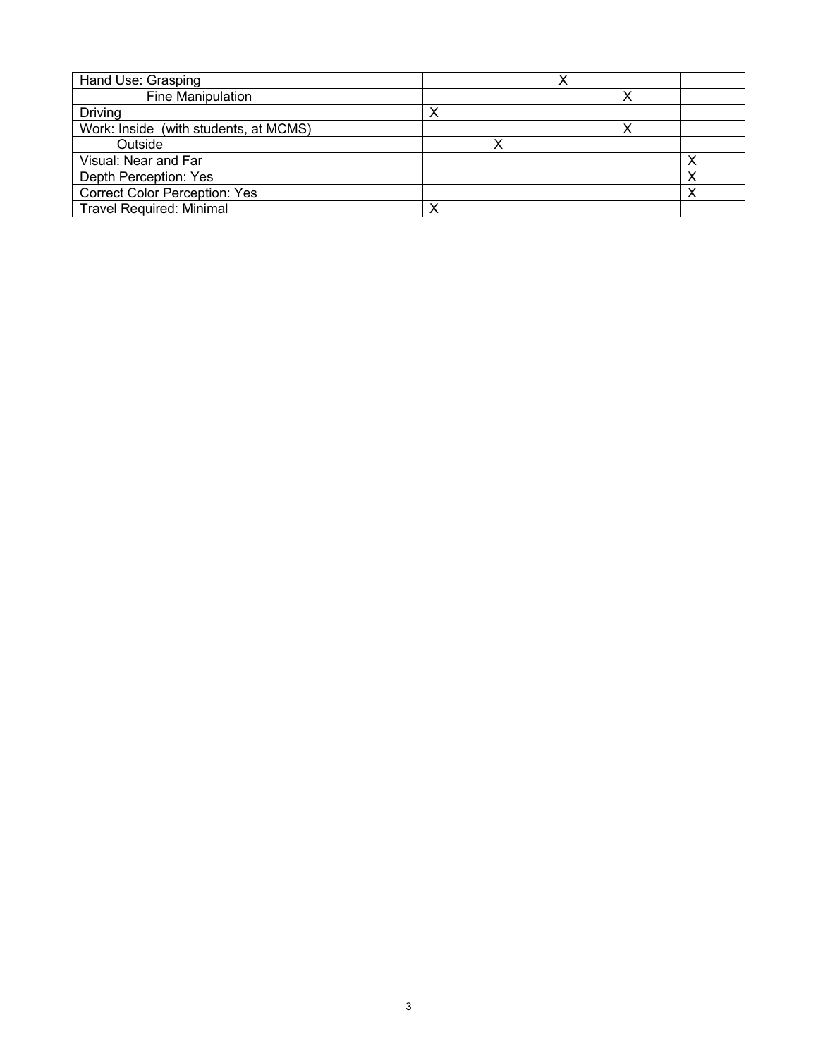| | | | | | |
|---|---|---|---|---|---|
| Hand Use: Grasping | | | X | | |
| Fine Manipulation | | | | X | |
| Driving | X | | | | |
| Work: Inside (with students, at MCMS) | | | | X | |
| Outside | | X | | | |
| Visual: Near and Far | | | | | X |
| Depth Perception: Yes | | | | | X |
| Correct Color Perception: Yes | | | | | X |
| Travel Required: Minimal | X | | | | |